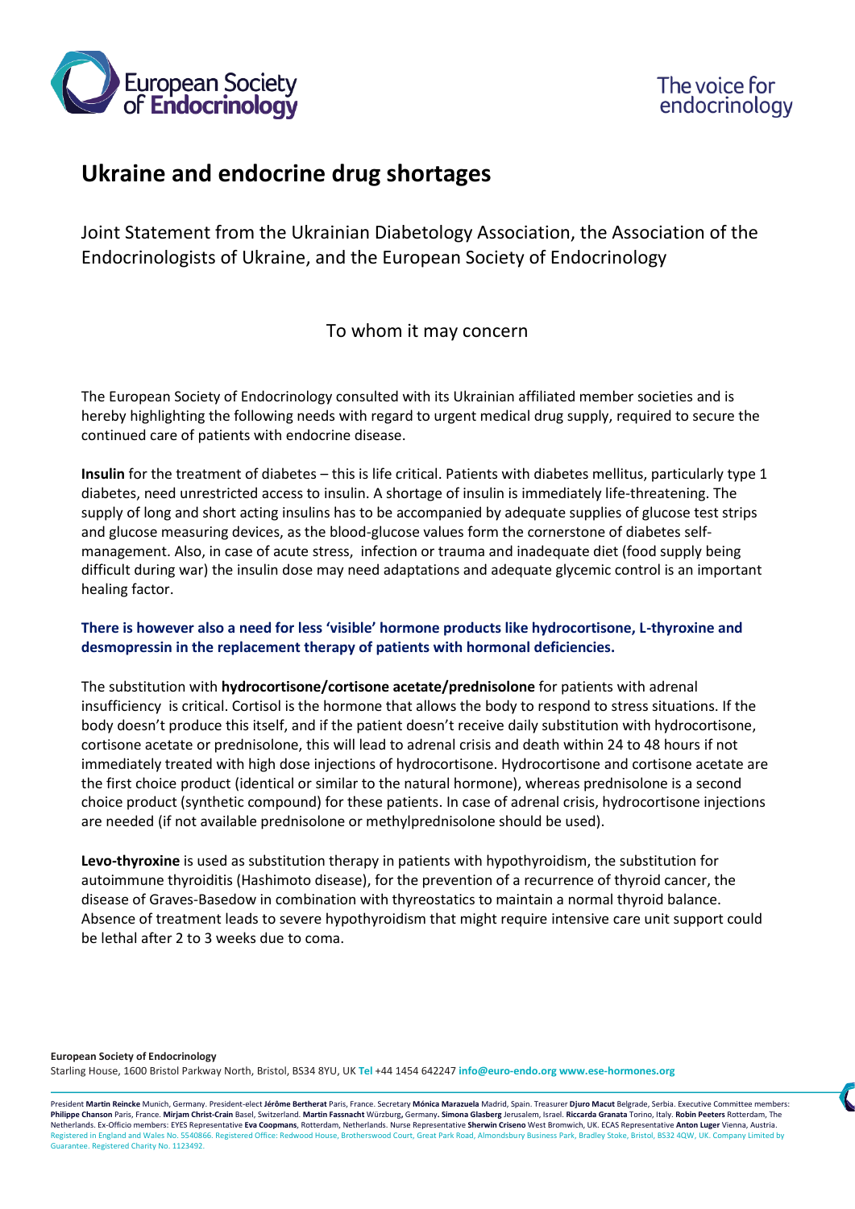# Ukraine and endocrine drug shortages

Joint Statement from the Ukrainian Diabetology Association, the Association of the Endocrinologists of Ukraine, and the European Society of Endocrinology

To whom it may concern

The European Society of Endocrinology consulted with its Ukrainian affiliated member societies and is hereby highlighting the following needs with regard to urgent medical drug supply, required to secure the continued care of patients with endocrine disease.

**Insulin** for the treatment of diabetes – this is life critical. Patients with diabetes mellitus, particularly type 1 diabetes, need unrestricted access to insulin. A shortage of insulin is immediately life-threatening. The supply of long and short acting insulins has to be accompanied by adequate supplies of glucose test strips and glucose measuring devices, as the blood-glucose values form the cornerstone of diabetes self-management. Also, in case of acute stress, infection or trauma and inadequate diet (food supply being difficult during war) the insulin dose may need adaptations and adequate glycemic control is an important healing factor.

**There is however also a need for less 'visible' hormone products like hydrocortisone, L-thyroxine and desmopressin in the replacement therapy of patients with hormonal deficiencies.**

The substitution with **hydrocortisone/cortisone acetate/prednisolone** for patients with adrenal insufficiency is critical. Cortisol is the hormone that allows the body to respond to stress situations. If the body doesn't produce this itself, and if the patient doesn't receive daily substitution with hydrocortisone, cortisone acetate or prednisolone, this will lead to adrenal crisis and death within 24 to 48 hours if not immediately treated with high dose injections of hydrocortisone. Hydrocortisone and cortisone acetate are the first choice product (identical or similar to the natural hormone), whereas prednisolone is a second choice product (synthetic compound) for these patients. In case of adrenal crisis, hydrocortisone injections are needed (if not available prednisolone or methylprednisolone should be used).

**Levo-thyroxine** is used as substitution therapy in patients with hypothyroidism, the substitution for autoimmune thyroiditis (Hashimoto disease), for the prevention of a recurrence of thyroid cancer, the disease of Graves-Basedow in combination with thyreostatics to maintain a normal thyroid balance. Absence of treatment leads to severe hypothyroidism that might require intensive care unit support could be lethal after 2 to 3 weeks due to coma.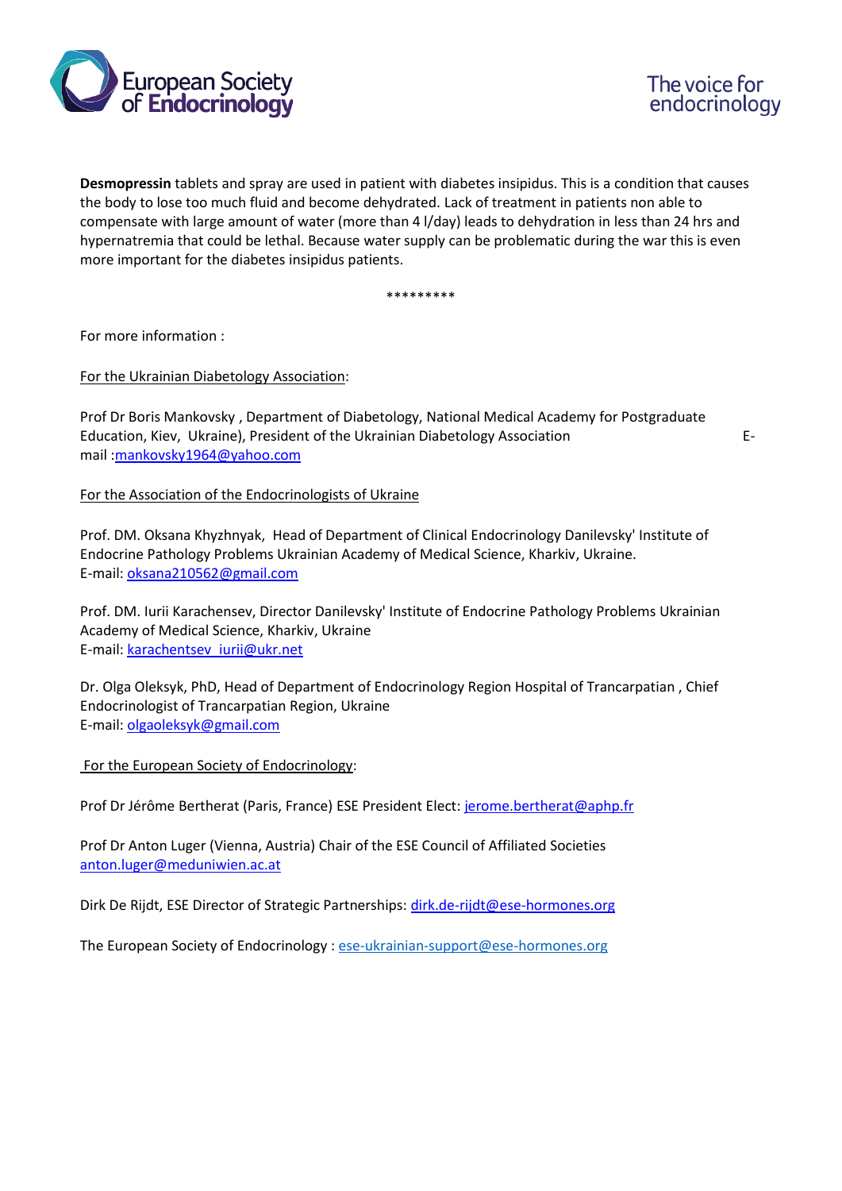**Desmopressin** tablets and spray are used in patient with diabetes insipidus. This is a condition that causes the body to lose too much fluid and become dehydrated. Lack of treatment in patients non able to compensate with large amount of water (more than 4 l/day) leads to dehydration in less than 24 hrs and hypernatremia that could be lethal. Because water supply can be problematic during the war this is even more important for the diabetes insipidus patients.

*********

For more information :

For the Ukrainian Diabetology Association:

Prof Dr Boris Mankovsky , Department of Diabetology, National Medical Academy for Postgraduate Education, Kiev, Ukraine), President of the Ukrainian Diabetology Association E-mail :mankovsky1964@yahoo.com

For the Association of the Endocrinologists of Ukraine

Prof. DM. Oksana Khyzhnyak, Head of Department of Clinical Endocrinology Danilevsky' Institute of Endocrine Pathology Problems Ukrainian Academy of Medical Science, Kharkiv, Ukraine.
E-mail: oksana210562@gmail.com

Prof. DM. Iurii Karachensev, Director Danilevsky' Institute of Endocrine Pathology Problems Ukrainian Academy of Medical Science, Kharkiv, Ukraine
E-mail: karachentsev_iurii@ukr.net

Dr. Olga Oleksyk, PhD, Head of Department of Endocrinology Region Hospital of Trancarpatian , Chief Endocrinologist of Trancarpatian Region, Ukraine
E-mail: olgaoleksyk@gmail.com

For the European Society of Endocrinology:

Prof Dr Jérôme Bertherat (Paris, France) ESE President Elect: jerome.bertherat@aphp.fr

Prof Dr Anton Luger (Vienna, Austria) Chair of the ESE Council of Affiliated Societies
anton.luger@meduniwien.ac.at

Dirk De Rijdt, ESE Director of Strategic Partnerships: dirk.de-rijdt@ese-hormones.org

The European Society of Endocrinology : ese-ukrainian-support@ese-hormones.org